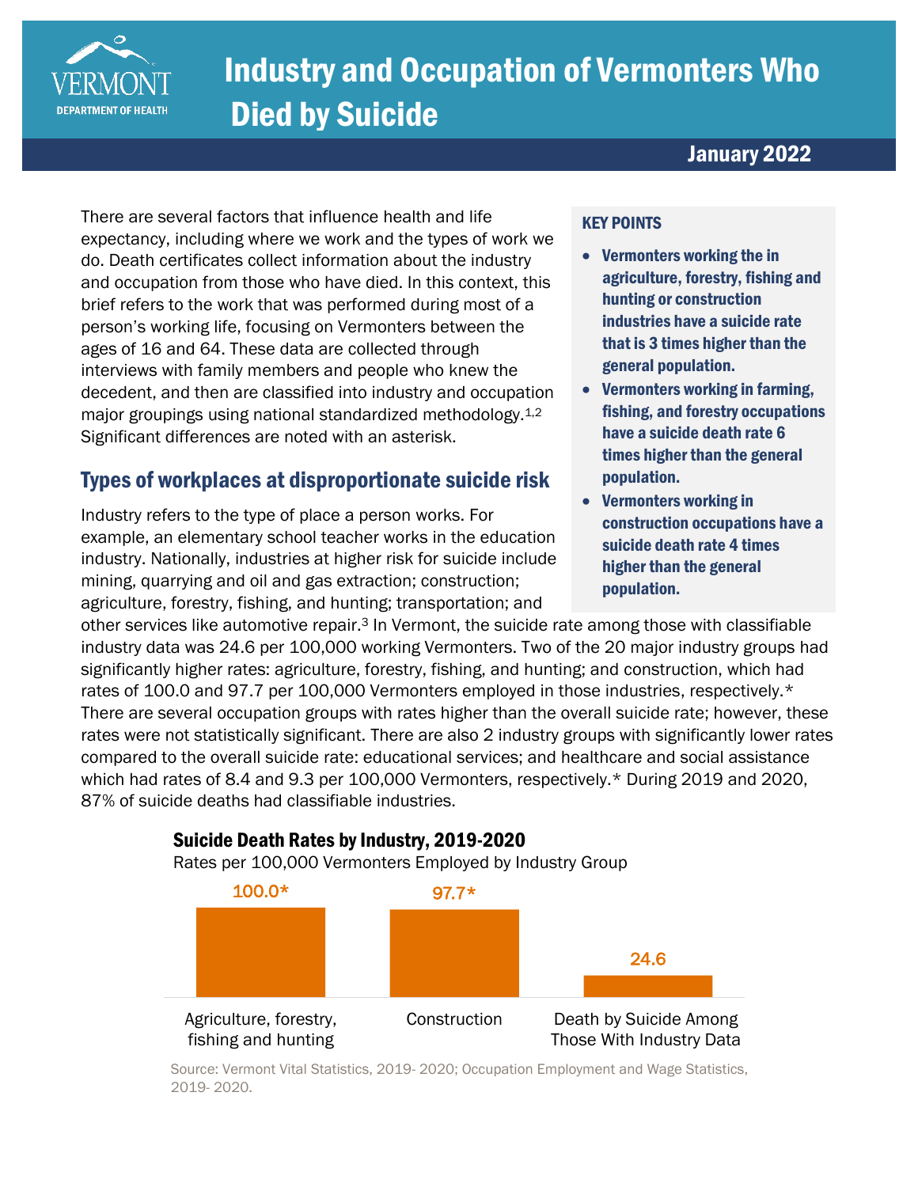# Industry and Occupation of Vermonters Who Died by Suicide

**January 2022**

There are several factors that influence health and life expectancy, including where we work and the types of work we do. Death certificates collect information about the industry and occupation from those who have died. In this context, this brief refers to the work that was performed during most of a person's working life, focusing on Vermonters between the ages of 16 and 64. These data are collected through interviews with family members and people who knew the decedent, and then are classified into industry and occupation major groupings using national standardized methodology.[1,2] Significant differences are noted with an asterisk.

### KEY POINTS

- **Vermonters working the in agriculture, forestry, fishing and hunting or construction industries have a suicide rate that is 3 times higher than the general population.**
- **Vermonters working in farming, fishing, and forestry occupations have a suicide death rate 6 times higher than the general population.**
- **Vermonters working in construction occupations have a suicide death rate 4 times higher than the general population.**

## Types of workplaces at disproportionate suicide risk

Industry refers to the type of place a person works. For example, an elementary school teacher works in the education industry. Nationally, industries at higher risk for suicide include mining, quarrying and oil and gas extraction; construction; agriculture, forestry, fishing, and hunting; transportation; and other services like automotive repair.[3] In Vermont, the suicide rate among those with classifiable industry data was 24.6 per 100,000 working Vermonters. Two of the 20 major industry groups had significantly higher rates: agriculture, forestry, fishing, and hunting; and construction, which had rates of 100.0 and 97.7 per 100,000 Vermonters employed in those industries, respectively.* There are several occupation groups with rates higher than the overall suicide rate; however, these rates were not statistically significant. There are also 2 industry groups with significantly lower rates compared to the overall suicide rate: educational services; and healthcare and social assistance which had rates of 8.4 and 9.3 per 100,000 Vermonters, respectively.* During 2019 and 2020, 87% of suicide deaths had classifiable industries.

### Suicide Death Rates by Industry, 2019-2020

Rates per 100,000 Vermonters Employed by Industry Group

| Industry Group | Rate |
|---|---|
| Agriculture, forestry, fishing and hunting | 100.0* |
| Construction | 97.7* |
| Death by Suicide Among Those With Industry Data | 24.6 |

Source: Vermont Vital Statistics, 2019- 2020; Occupation Employment and Wage Statistics, 2019- 2020.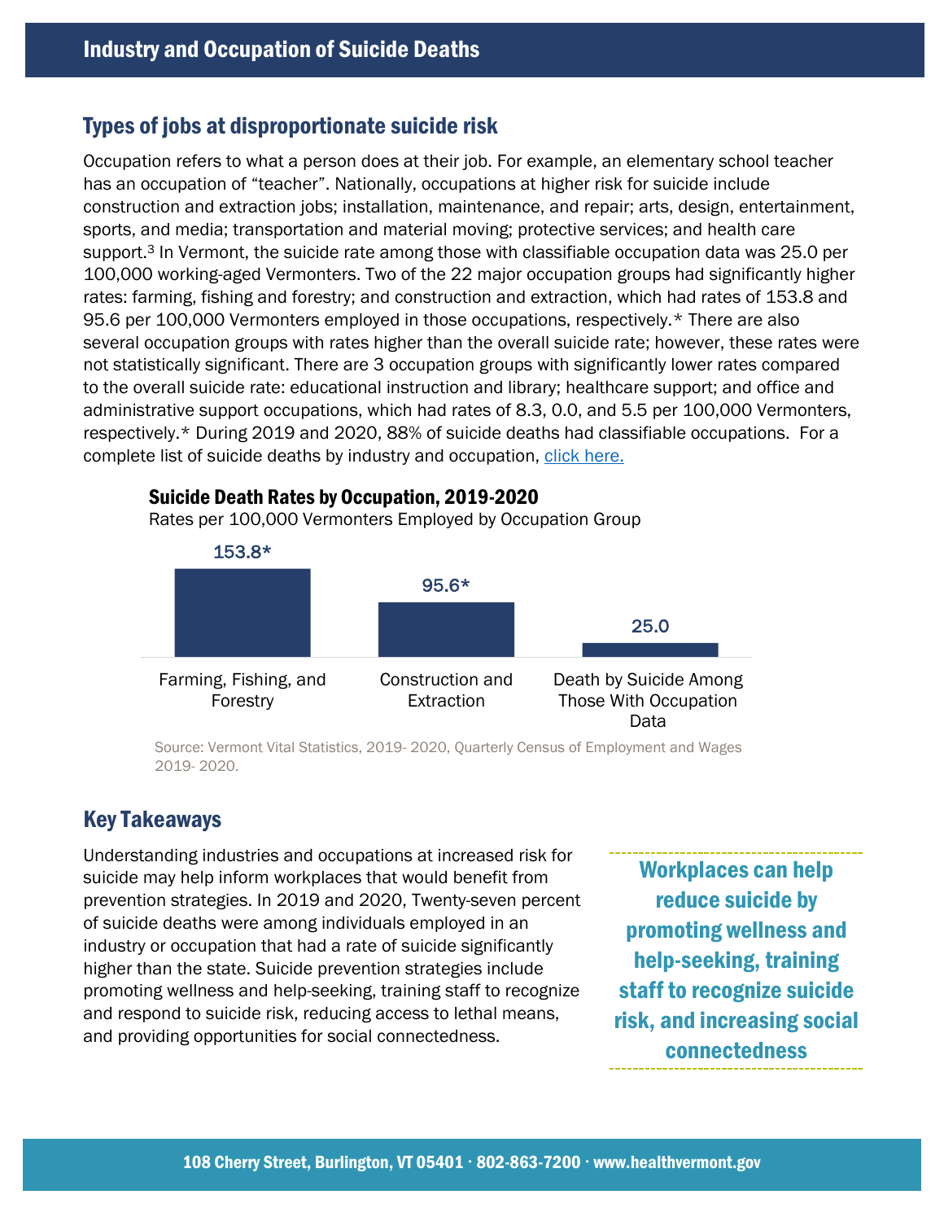## Industry and Occupation of Suicide Deaths

### Types of jobs at disproportionate suicide risk

Occupation refers to what a person does at their job. For example, an elementary school teacher has an occupation of "teacher". Nationally, occupations at higher risk for suicide include construction and extraction jobs; installation, maintenance, and repair; arts, design, entertainment, sports, and media; transportation and material moving; protective services; and health care support.[3] In Vermont, the suicide rate among those with classifiable occupation data was 25.0 per 100,000 working-aged Vermonters. Two of the 22 major occupation groups had significantly higher rates: farming, fishing and forestry; and construction and extraction, which had rates of 153.8 and 95.6 per 100,000 Vermonters employed in those occupations, respectively.* There are also several occupation groups with rates higher than the overall suicide rate; however, these rates were not statistically significant. There are 3 occupation groups with significantly lower rates compared to the overall suicide rate: educational instruction and library; healthcare support; and office and administrative support occupations, which had rates of 8.3, 0.0, and 5.5 per 100,000 Vermonters, respectively.* During 2019 and 2020, 88% of suicide deaths had classifiable occupations. For a complete list of suicide deaths by industry and occupation, click here.

**Suicide Death Rates by Occupation, 2019-2020**

Rates per 100,000 Vermonters Employed by Occupation Group

| Occupation Group | Rate |
|---|---|
| Farming, Fishing, and Forestry | 153.8* |
| Construction and Extraction | 95.6* |
| Death by Suicide Among Those With Occupation Data | 25.0 |

Source: Vermont Vital Statistics, 2019- 2020, Quarterly Census of Employment and Wages 2019- 2020.

### Key Takeaways

Understanding industries and occupations at increased risk for suicide may help inform workplaces that would benefit from prevention strategies. In 2019 and 2020, Twenty-seven percent of suicide deaths were among individuals employed in an industry or occupation that had a rate of suicide significantly higher than the state. Suicide prevention strategies include promoting wellness and help-seeking, training staff to recognize and respond to suicide risk, reducing access to lethal means, and providing opportunities for social connectedness.

**Workplaces can help reduce suicide by promoting wellness and help-seeking, training staff to recognize suicide risk, and increasing social connectedness**

108 Cherry Street, Burlington, VT 05401 · 802-863-7200 · www.healthvermont.gov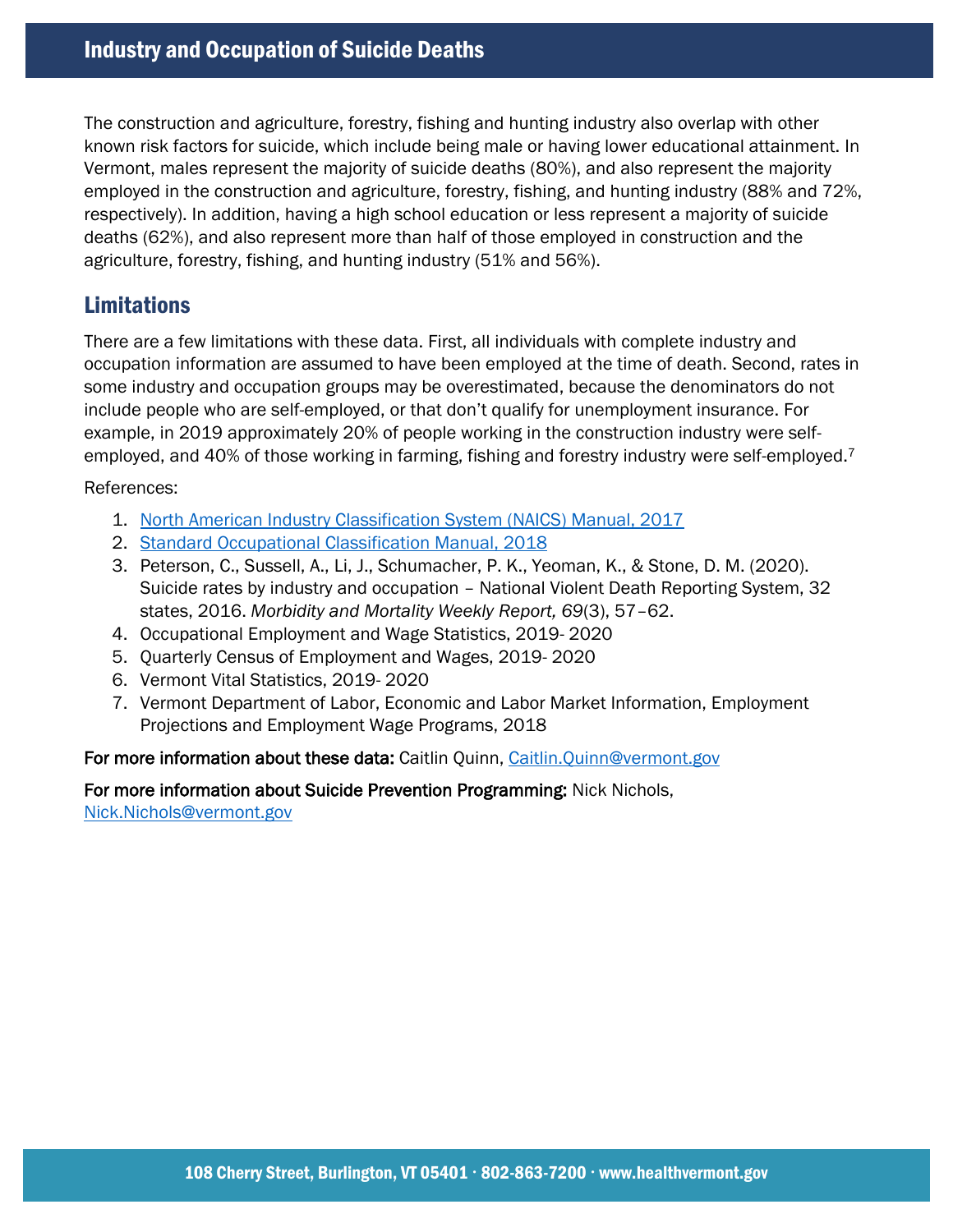## Industry and Occupation of Suicide Deaths

The construction and agriculture, forestry, fishing and hunting industry also overlap with other known risk factors for suicide, which include being male or having lower educational attainment. In Vermont, males represent the majority of suicide deaths (80%), and also represent the majority employed in the construction and agriculture, forestry, fishing, and hunting industry (88% and 72%, respectively). In addition, having a high school education or less represent a majority of suicide deaths (62%), and also represent more than half of those employed in construction and the agriculture, forestry, fishing, and hunting industry (51% and 56%).

## Limitations

There are a few limitations with these data. First, all individuals with complete industry and occupation information are assumed to have been employed at the time of death. Second, rates in some industry and occupation groups may be overestimated, because the denominators do not include people who are self-employed, or that don't qualify for unemployment insurance. For example, in 2019 approximately 20% of people working in the construction industry were self-employed, and 40% of those working in farming, fishing and forestry industry were self-employed.[7]

References:

1. North American Industry Classification System (NAICS) Manual, 2017
2. Standard Occupational Classification Manual, 2018
3. Peterson, C., Sussell, A., Li, J., Schumacher, P. K., Yeoman, K., & Stone, D. M. (2020). Suicide rates by industry and occupation – National Violent Death Reporting System, 32 states, 2016. *Morbidity and Mortality Weekly Report, 69*(3), 57–62.
4. Occupational Employment and Wage Statistics, 2019- 2020
5. Quarterly Census of Employment and Wages, 2019- 2020
6. Vermont Vital Statistics, 2019- 2020
7. Vermont Department of Labor, Economic and Labor Market Information, Employment Projections and Employment Wage Programs, 2018

**For more information about these data:** Caitlin Quinn, Caitlin.Quinn@vermont.gov

**For more information about Suicide Prevention Programming:** Nick Nichols, Nick.Nichols@vermont.gov

108 Cherry Street, Burlington, VT 05401 · 802-863-7200 · www.healthvermont.gov